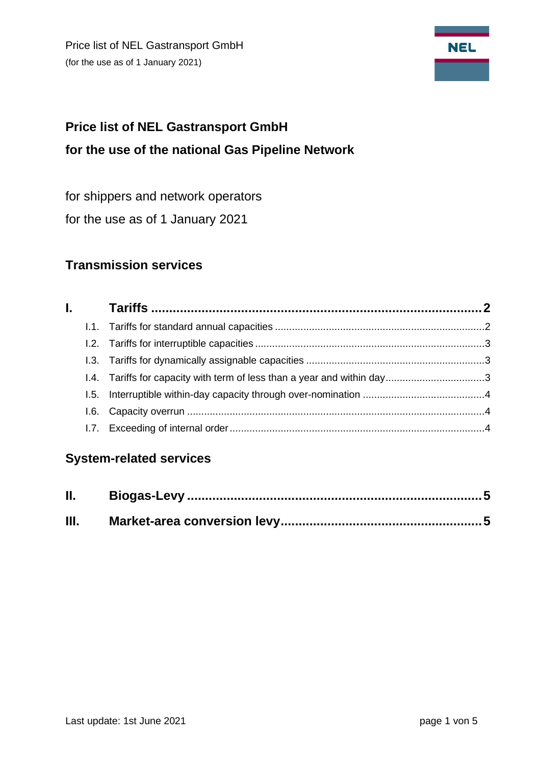# Price list of NEL Gastransport GmbH
# for the use of the national Gas Pipeline Network

for shippers and network operators

for the use as of 1 January 2021

## Transmission services

**I. Tariffs ..... 2**

- I.1. Tariffs for standard annual capacities ..... 2
- I.2. Tariffs for interruptible capacities ..... 3
- I.3. Tariffs for dynamically assignable capacities ..... 3
- I.4. Tariffs for capacity with term of less than a year and within day ..... 3
- I.5. Interruptible within-day capacity through over-nomination ..... 4
- I.6. Capacity overrun ..... 4
- I.7. Exceeding of internal order ..... 4

## System-related services

**II. Biogas-Levy ..... 5**

**III. Market-area conversion levy ..... 5**

Last update: 1st June 2021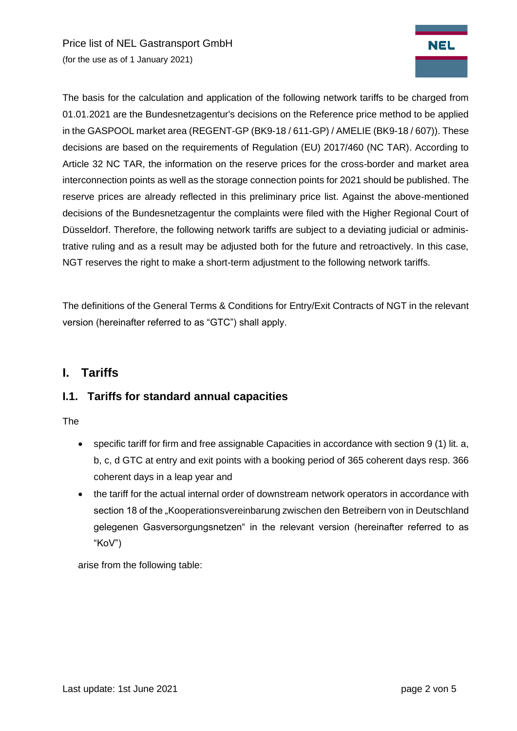The basis for the calculation and application of the following network tariffs to be charged from 01.01.2021 are the Bundesnetzagentur's decisions on the Reference price method to be applied in the GASPOOL market area (REGENT-GP (BK9-18 / 611-GP) / AMELIE (BK9-18 / 607)). These decisions are based on the requirements of Regulation (EU) 2017/460 (NC TAR). According to Article 32 NC TAR, the information on the reserve prices for the cross-border and market area interconnection points as well as the storage connection points for 2021 should be published. The reserve prices are already reflected in this preliminary price list. Against the above-mentioned decisions of the Bundesnetzagentur the complaints were filed with the Higher Regional Court of Düsseldorf. Therefore, the following network tariffs are subject to a deviating judicial or administrative ruling and as a result may be adjusted both for the future and retroactively. In this case, NGT reserves the right to make a short-term adjustment to the following network tariffs.

The definitions of the General Terms & Conditions for Entry/Exit Contracts of NGT in the relevant version (hereinafter referred to as "GTC") shall apply.

# I. Tariffs

## I.1. Tariffs for standard annual capacities

The

- specific tariff for firm and free assignable Capacities in accordance with section 9 (1) lit. a, b, c, d GTC at entry and exit points with a booking period of 365 coherent days resp. 366 coherent days in a leap year and
- the tariff for the actual internal order of downstream network operators in accordance with section 18 of the „Kooperationsvereinbarung zwischen den Betreibern von in Deutschland gelegenen Gasversorgungsnetzen" in the relevant version (hereinafter referred to as "KoV")

arise from the following table: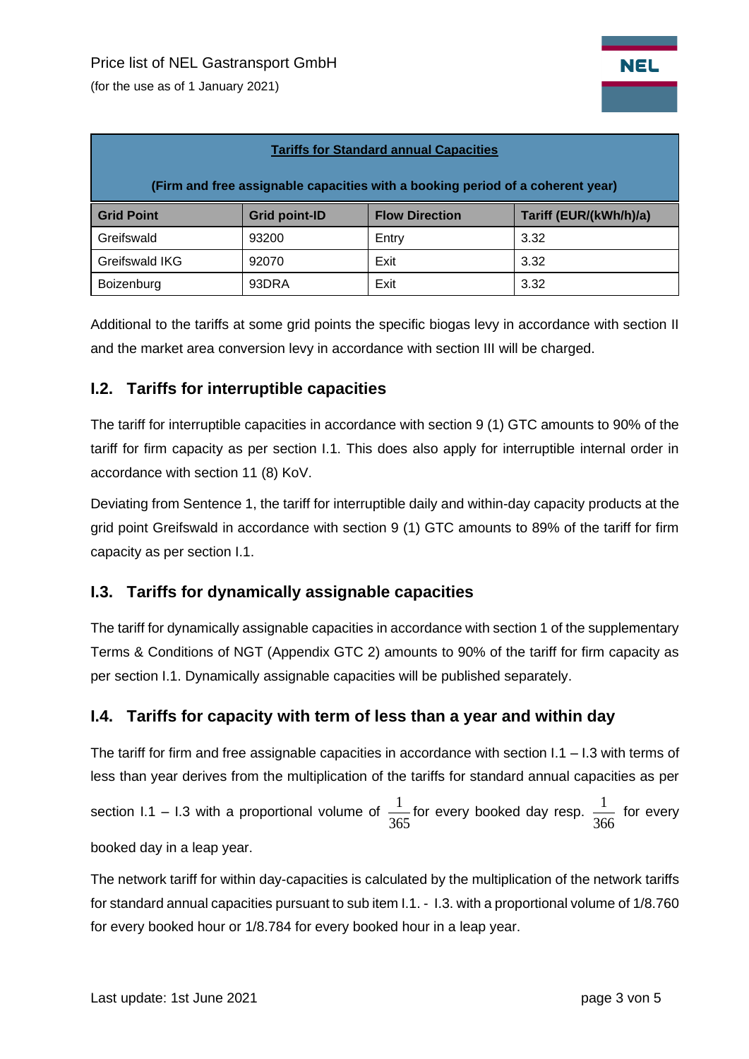| **Tariffs for Standard annual Capacities** (Firm and free assignable capacities with a booking period of a coherent year) | | | |
|---|---|---|---|
| **Grid Point** | **Grid point-ID** | **Flow Direction** | **Tariff (EUR/(kWh/h)/a)** |
| Greifswald | 93200 | Entry | 3.32 |
| Greifswald IKG | 92070 | Exit | 3.32 |
| Boizenburg | 93DRA | Exit | 3.32 |

Additional to the tariffs at some grid points the specific biogas levy in accordance with section II and the market area conversion levy in accordance with section III will be charged.

## I.2. Tariffs for interruptible capacities

The tariff for interruptible capacities in accordance with section 9 (1) GTC amounts to 90% of the tariff for firm capacity as per section I.1. This does also apply for interruptible internal order in accordance with section 11 (8) KoV.

Deviating from Sentence 1, the tariff for interruptible daily and within-day capacity products at the grid point Greifswald in accordance with section 9 (1) GTC amounts to 89% of the tariff for firm capacity as per section I.1.

## I.3. Tariffs for dynamically assignable capacities

The tariff for dynamically assignable capacities in accordance with section 1 of the supplementary Terms & Conditions of NGT (Appendix GTC 2) amounts to 90% of the tariff for firm capacity as per section I.1. Dynamically assignable capacities will be published separately.

## I.4. Tariffs for capacity with term of less than a year and within day

The tariff for firm and free assignable capacities in accordance with section I.1 – I.3 with terms of less than year derives from the multiplication of the tariffs for standard annual capacities as per section I.1 – I.3 with a proportional volume of $\frac{1}{365}$ for every booked day resp. $\frac{1}{366}$ for every booked day in a leap year.

The network tariff for within day-capacities is calculated by the multiplication of the network tariffs for standard annual capacities pursuant to sub item I.1. - I.3. with a proportional volume of 1/8.760 for every booked hour or 1/8.784 for every booked hour in a leap year.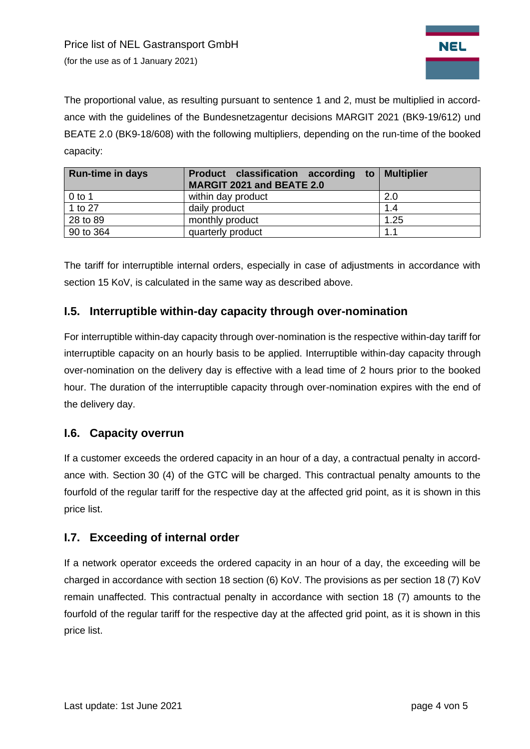The proportional value, as resulting pursuant to sentence 1 and 2, must be multiplied in accordance with the guidelines of the Bundesnetzagentur decisions MARGIT 2021 (BK9-19/612) und BEATE 2.0 (BK9-18/608) with the following multipliers, depending on the run-time of the booked capacity:

| Run-time in days | Product classification according to MARGIT 2021 and BEATE 2.0 | Multiplier |
|---|---|---|
| 0 to 1 | within day product | 2.0 |
| 1 to 27 | daily product | 1.4 |
| 28 to 89 | monthly product | 1.25 |
| 90 to 364 | quarterly product | 1.1 |

The tariff for interruptible internal orders, especially in case of adjustments in accordance with section 15 KoV, is calculated in the same way as described above.

## I.5. Interruptible within-day capacity through over-nomination

For interruptible within-day capacity through over-nomination is the respective within-day tariff for interruptible capacity on an hourly basis to be applied. Interruptible within-day capacity through over-nomination on the delivery day is effective with a lead time of 2 hours prior to the booked hour. The duration of the interruptible capacity through over-nomination expires with the end of the delivery day.

## I.6. Capacity overrun

If a customer exceeds the ordered capacity in an hour of a day, a contractual penalty in accordance with. Section 30 (4) of the GTC will be charged. This contractual penalty amounts to the fourfold of the regular tariff for the respective day at the affected grid point, as it is shown in this price list.

## I.7. Exceeding of internal order

If a network operator exceeds the ordered capacity in an hour of a day, the exceeding will be charged in accordance with section 18 section (6) KoV. The provisions as per section 18 (7) KoV remain unaffected. This contractual penalty in accordance with section 18 (7) amounts to the fourfold of the regular tariff for the respective day at the affected grid point, as it is shown in this price list.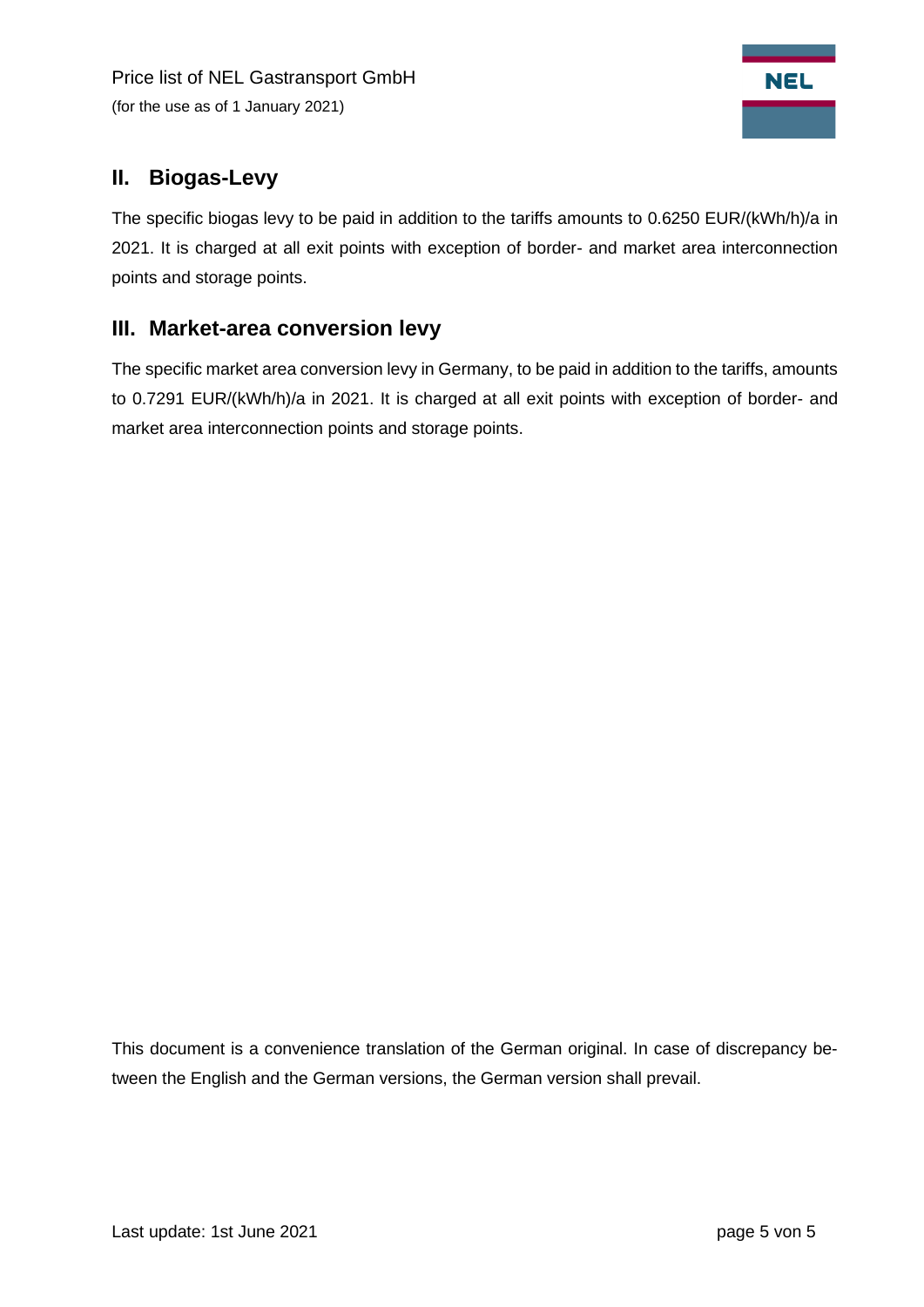## II. Biogas-Levy

The specific biogas levy to be paid in addition to the tariffs amounts to 0.6250 EUR/(kWh/h)/a in 2021. It is charged at all exit points with exception of border- and market area interconnection points and storage points.

## III. Market-area conversion levy

The specific market area conversion levy in Germany, to be paid in addition to the tariffs, amounts to 0.7291 EUR/(kWh/h)/a in 2021. It is charged at all exit points with exception of border- and market area interconnection points and storage points.

This document is a convenience translation of the German original. In case of discrepancy between the English and the German versions, the German version shall prevail.

Last update: 1st June 2021